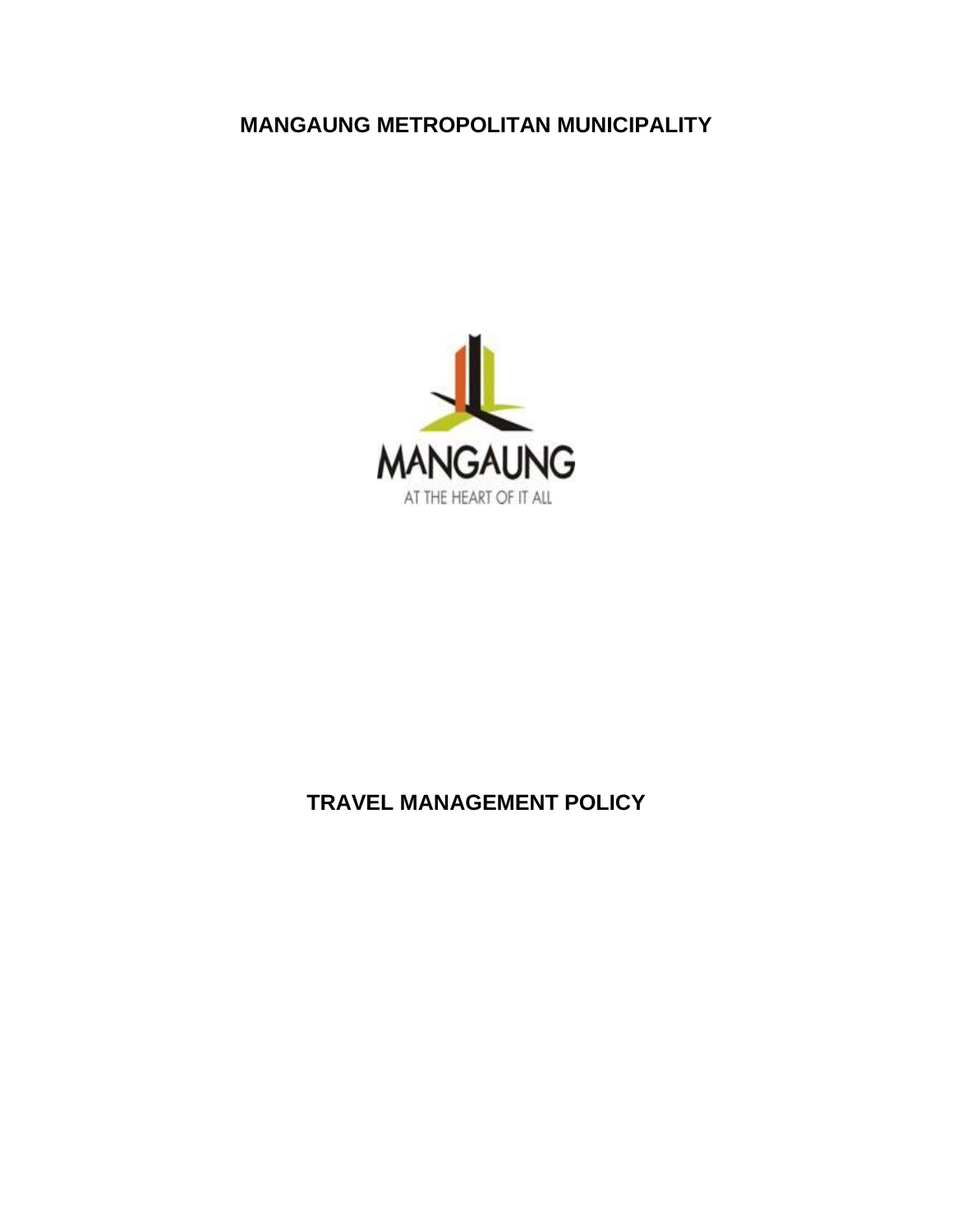# MANGAUNG METROPOLITAN MUNICIPALITY

MANGAUNG

AT THE HEART OF IT ALL

# TRAVEL MANAGEMENT POLICY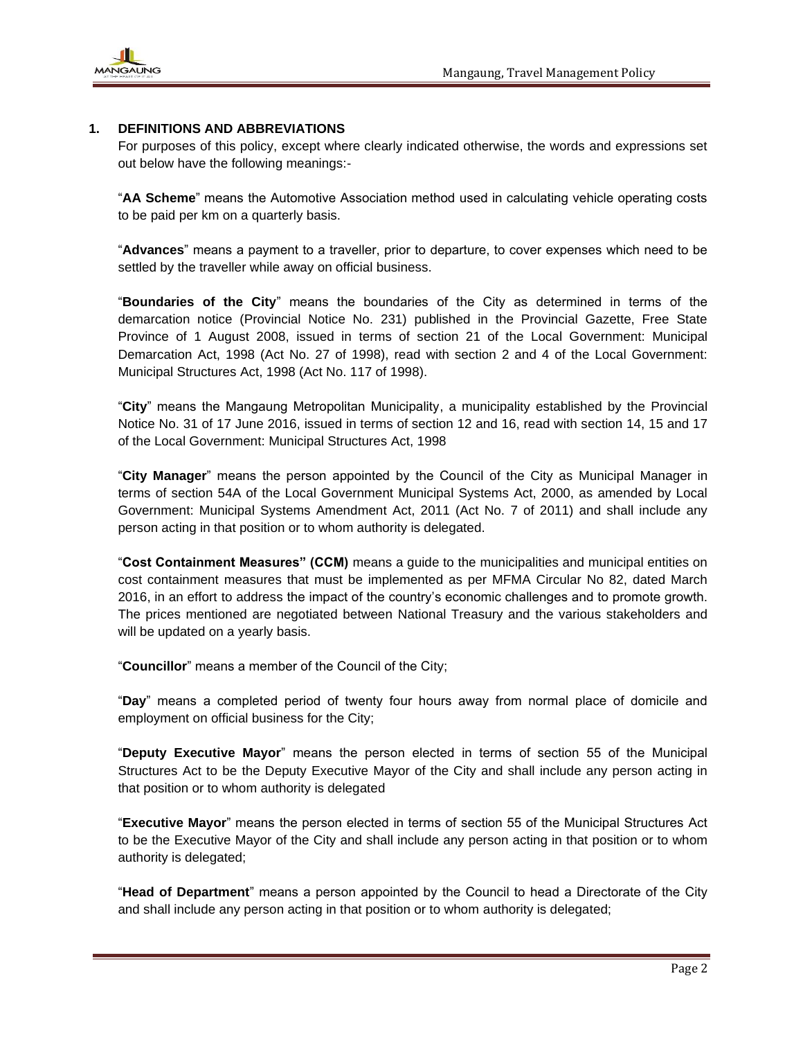## 1. DEFINITIONS AND ABBREVIATIONS

For purposes of this policy, except where clearly indicated otherwise, the words and expressions set out below have the following meanings:-

"**AA Scheme**" means the Automotive Association method used in calculating vehicle operating costs to be paid per km on a quarterly basis.

"**Advances**" means a payment to a traveller, prior to departure, to cover expenses which need to be settled by the traveller while away on official business.

"**Boundaries of the City**" means the boundaries of the City as determined in terms of the demarcation notice (Provincial Notice No. 231) published in the Provincial Gazette, Free State Province of 1 August 2008, issued in terms of section 21 of the Local Government: Municipal Demarcation Act, 1998 (Act No. 27 of 1998), read with section 2 and 4 of the Local Government: Municipal Structures Act, 1998 (Act No. 117 of 1998).

"**City**" means the Mangaung Metropolitan Municipality, a municipality established by the Provincial Notice No. 31 of 17 June 2016, issued in terms of section 12 and 16, read with section 14, 15 and 17 of the Local Government: Municipal Structures Act, 1998

"**City Manager**" means the person appointed by the Council of the City as Municipal Manager in terms of section 54A of the Local Government Municipal Systems Act, 2000, as amended by Local Government: Municipal Systems Amendment Act, 2011 (Act No. 7 of 2011) and shall include any person acting in that position or to whom authority is delegated.

"**Cost Containment Measures" (CCM)** means a guide to the municipalities and municipal entities on cost containment measures that must be implemented as per MFMA Circular No 82, dated March 2016, in an effort to address the impact of the country's economic challenges and to promote growth. The prices mentioned are negotiated between National Treasury and the various stakeholders and will be updated on a yearly basis.

"**Councillor**" means a member of the Council of the City;

"**Day**" means a completed period of twenty four hours away from normal place of domicile and employment on official business for the City;

"**Deputy Executive Mayor**" means the person elected in terms of section 55 of the Municipal Structures Act to be the Deputy Executive Mayor of the City and shall include any person acting in that position or to whom authority is delegated

"**Executive Mayor**" means the person elected in terms of section 55 of the Municipal Structures Act to be the Executive Mayor of the City and shall include any person acting in that position or to whom authority is delegated;

"**Head of Department**" means a person appointed by the Council to head a Directorate of the City and shall include any person acting in that position or to whom authority is delegated;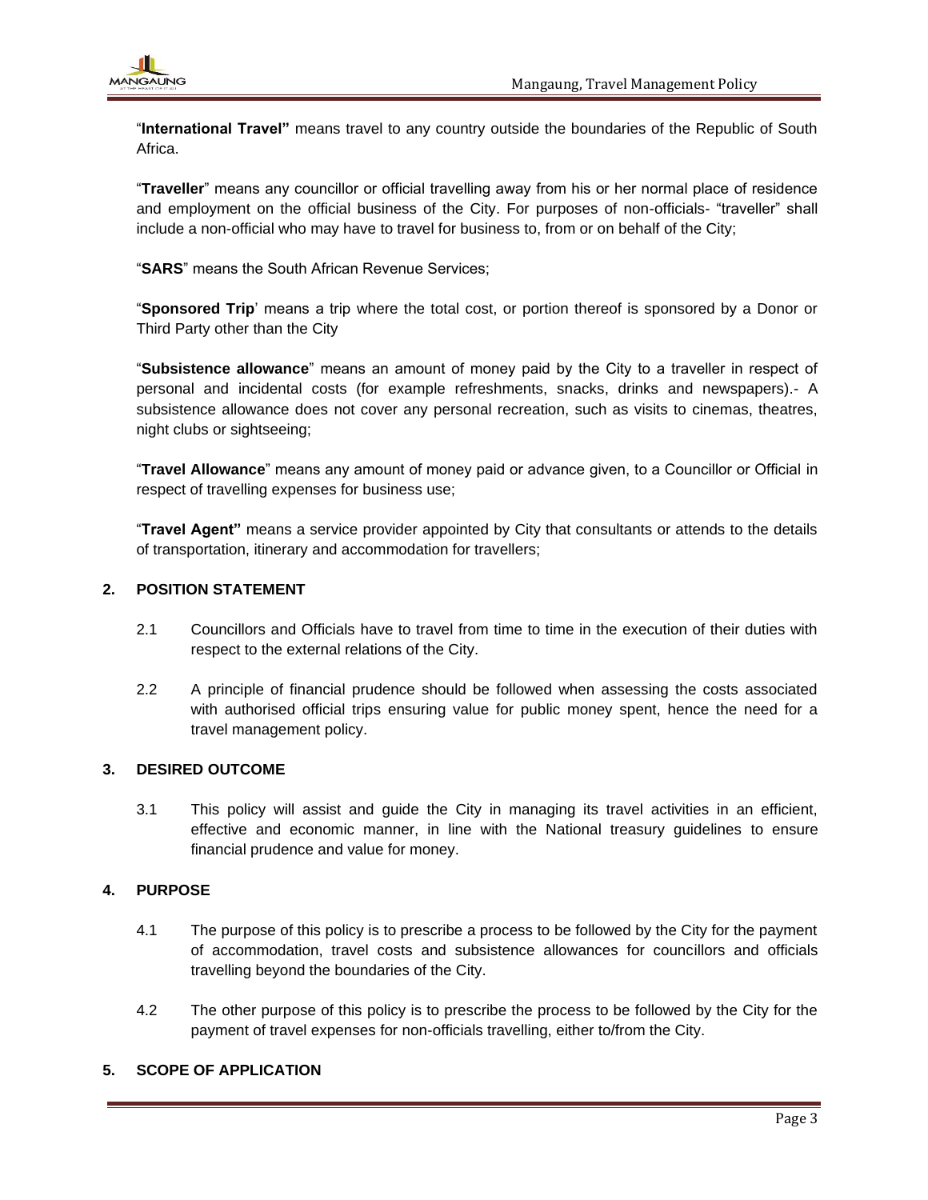"**International Travel"** means travel to any country outside the boundaries of the Republic of South Africa.

"**Traveller**" means any councillor or official travelling away from his or her normal place of residence and employment on the official business of the City. For purposes of non-officials- "traveller" shall include a non-official who may have to travel for business to, from or on behalf of the City;

"**SARS**" means the South African Revenue Services;

"**Sponsored Trip**' means a trip where the total cost, or portion thereof is sponsored by a Donor or Third Party other than the City

"**Subsistence allowance**" means an amount of money paid by the City to a traveller in respect of personal and incidental costs (for example refreshments, snacks, drinks and newspapers).- A subsistence allowance does not cover any personal recreation, such as visits to cinemas, theatres, night clubs or sightseeing;

"**Travel Allowance**" means any amount of money paid or advance given, to a Councillor or Official in respect of travelling expenses for business use;

"**Travel Agent"** means a service provider appointed by City that consultants or attends to the details of transportation, itinerary and accommodation for travellers;

## 2. POSITION STATEMENT

2.1 Councillors and Officials have to travel from time to time in the execution of their duties with respect to the external relations of the City.

2.2 A principle of financial prudence should be followed when assessing the costs associated with authorised official trips ensuring value for public money spent, hence the need for a travel management policy.

## 3. DESIRED OUTCOME

3.1 This policy will assist and guide the City in managing its travel activities in an efficient, effective and economic manner, in line with the National treasury guidelines to ensure financial prudence and value for money.

## 4. PURPOSE

4.1 The purpose of this policy is to prescribe a process to be followed by the City for the payment of accommodation, travel costs and subsistence allowances for councillors and officials travelling beyond the boundaries of the City.

4.2 The other purpose of this policy is to prescribe the process to be followed by the City for the payment of travel expenses for non-officials travelling, either to/from the City.

## 5. SCOPE OF APPLICATION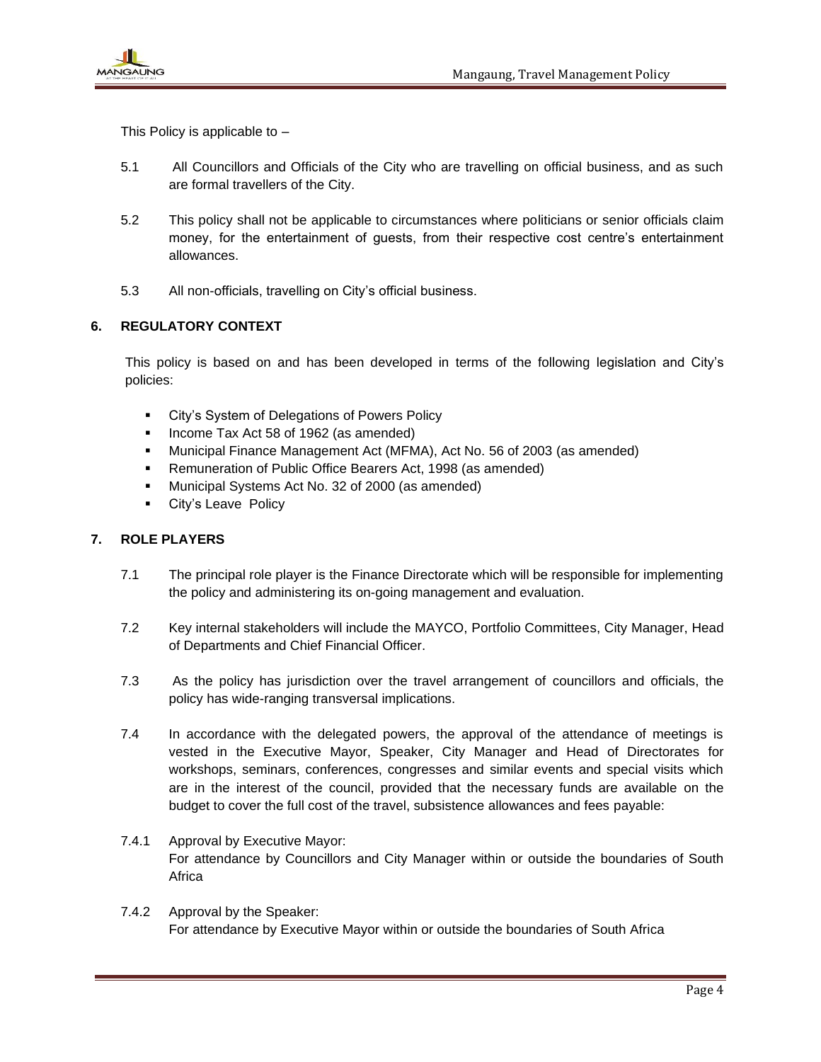This Policy is applicable to –

5.1 All Councillors and Officials of the City who are travelling on official business, and as such are formal travellers of the City.

5.2 This policy shall not be applicable to circumstances where politicians or senior officials claim money, for the entertainment of guests, from their respective cost centre's entertainment allowances.

5.3 All non-officials, travelling on City's official business.

## 6. REGULATORY CONTEXT

This policy is based on and has been developed in terms of the following legislation and City's policies:

- City's System of Delegations of Powers Policy
- Income Tax Act 58 of 1962 (as amended)
- Municipal Finance Management Act (MFMA), Act No. 56 of 2003 (as amended)
- Remuneration of Public Office Bearers Act, 1998 (as amended)
- Municipal Systems Act No. 32 of 2000 (as amended)
- City's Leave Policy

## 7. ROLE PLAYERS

7.1 The principal role player is the Finance Directorate which will be responsible for implementing the policy and administering its on-going management and evaluation.

7.2 Key internal stakeholders will include the MAYCO, Portfolio Committees, City Manager, Head of Departments and Chief Financial Officer.

7.3 As the policy has jurisdiction over the travel arrangement of councillors and officials, the policy has wide-ranging transversal implications.

7.4 In accordance with the delegated powers, the approval of the attendance of meetings is vested in the Executive Mayor, Speaker, City Manager and Head of Directorates for workshops, seminars, conferences, congresses and similar events and special visits which are in the interest of the council, provided that the necessary funds are available on the budget to cover the full cost of the travel, subsistence allowances and fees payable:

7.4.1 Approval by Executive Mayor:
For attendance by Councillors and City Manager within or outside the boundaries of South Africa

7.4.2 Approval by the Speaker:
For attendance by Executive Mayor within or outside the boundaries of South Africa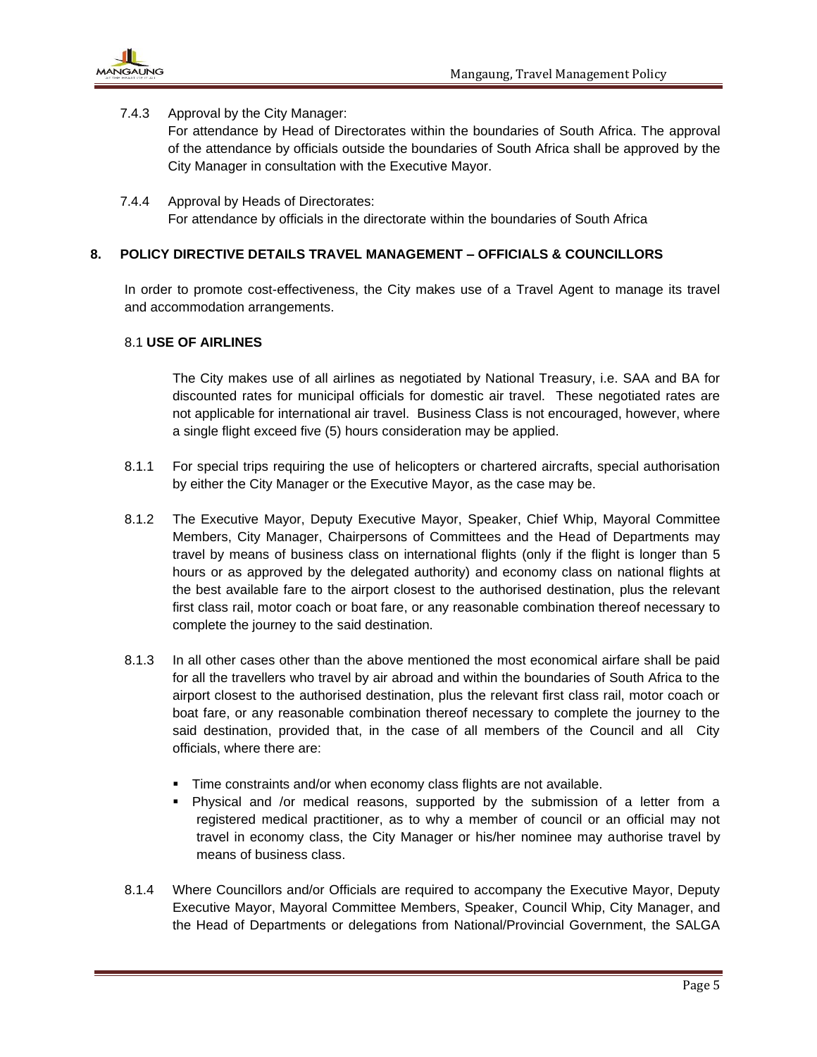7.4.3 Approval by the City Manager:
For attendance by Head of Directorates within the boundaries of South Africa. The approval of the attendance by officials outside the boundaries of South Africa shall be approved by the City Manager in consultation with the Executive Mayor.

7.4.4 Approval by Heads of Directorates:
For attendance by officials in the directorate within the boundaries of South Africa

## 8. POLICY DIRECTIVE DETAILS TRAVEL MANAGEMENT – OFFICIALS & COUNCILLORS

In order to promote cost-effectiveness, the City makes use of a Travel Agent to manage its travel and accommodation arrangements.

### 8.1 USE OF AIRLINES

The City makes use of all airlines as negotiated by National Treasury, i.e. SAA and BA for discounted rates for municipal officials for domestic air travel. These negotiated rates are not applicable for international air travel. Business Class is not encouraged, however, where a single flight exceed five (5) hours consideration may be applied.

8.1.1 For special trips requiring the use of helicopters or chartered aircrafts, special authorisation by either the City Manager or the Executive Mayor, as the case may be.

8.1.2 The Executive Mayor, Deputy Executive Mayor, Speaker, Chief Whip, Mayoral Committee Members, City Manager, Chairpersons of Committees and the Head of Departments may travel by means of business class on international flights (only if the flight is longer than 5 hours or as approved by the delegated authority) and economy class on national flights at the best available fare to the airport closest to the authorised destination, plus the relevant first class rail, motor coach or boat fare, or any reasonable combination thereof necessary to complete the journey to the said destination.

8.1.3 In all other cases other than the above mentioned the most economical airfare shall be paid for all the travellers who travel by air abroad and within the boundaries of South Africa to the airport closest to the authorised destination, plus the relevant first class rail, motor coach or boat fare, or any reasonable combination thereof necessary to complete the journey to the said destination, provided that, in the case of all members of the Council and all City officials, where there are:

- Time constraints and/or when economy class flights are not available.
- Physical and /or medical reasons, supported by the submission of a letter from a registered medical practitioner, as to why a member of council or an official may not travel in economy class, the City Manager or his/her nominee may authorise travel by means of business class.

8.1.4 Where Councillors and/or Officials are required to accompany the Executive Mayor, Deputy Executive Mayor, Mayoral Committee Members, Speaker, Council Whip, City Manager, and the Head of Departments or delegations from National/Provincial Government, the SALGA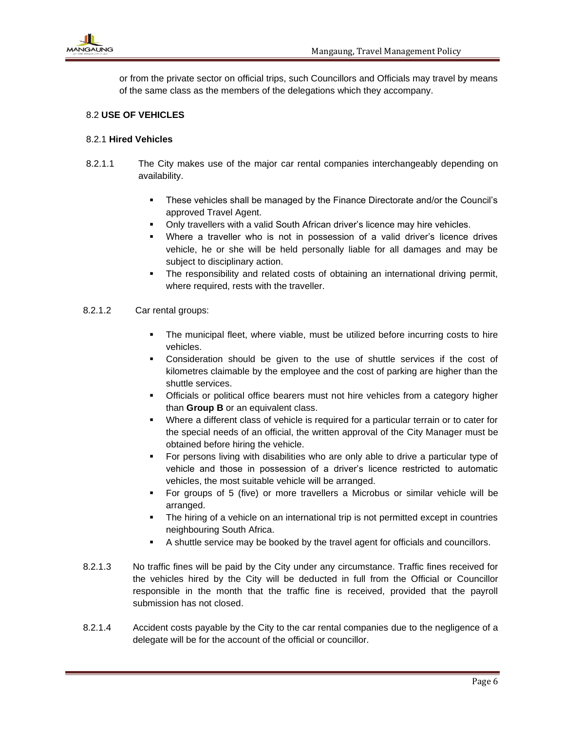or from the private sector on official trips, such Councillors and Officials may travel by means of the same class as the members of the delegations which they accompany.

### 8.2 **USE OF VEHICLES**

#### 8.2.1 **Hired Vehicles**

8.2.1.1 The City makes use of the major car rental companies interchangeably depending on availability.

- These vehicles shall be managed by the Finance Directorate and/or the Council's approved Travel Agent.
- Only travellers with a valid South African driver's licence may hire vehicles.
- Where a traveller who is not in possession of a valid driver's licence drives vehicle, he or she will be held personally liable for all damages and may be subject to disciplinary action.
- The responsibility and related costs of obtaining an international driving permit, where required, rests with the traveller.

8.2.1.2 Car rental groups:

- The municipal fleet, where viable, must be utilized before incurring costs to hire vehicles.
- Consideration should be given to the use of shuttle services if the cost of kilometres claimable by the employee and the cost of parking are higher than the shuttle services.
- Officials or political office bearers must not hire vehicles from a category higher than **Group B** or an equivalent class.
- Where a different class of vehicle is required for a particular terrain or to cater for the special needs of an official, the written approval of the City Manager must be obtained before hiring the vehicle.
- For persons living with disabilities who are only able to drive a particular type of vehicle and those in possession of a driver's licence restricted to automatic vehicles, the most suitable vehicle will be arranged.
- For groups of 5 (five) or more travellers a Microbus or similar vehicle will be arranged.
- The hiring of a vehicle on an international trip is not permitted except in countries neighbouring South Africa.
- A shuttle service may be booked by the travel agent for officials and councillors.

8.2.1.3 No traffic fines will be paid by the City under any circumstance. Traffic fines received for the vehicles hired by the City will be deducted in full from the Official or Councillor responsible in the month that the traffic fine is received, provided that the payroll submission has not closed.

8.2.1.4 Accident costs payable by the City to the car rental companies due to the negligence of a delegate will be for the account of the official or councillor.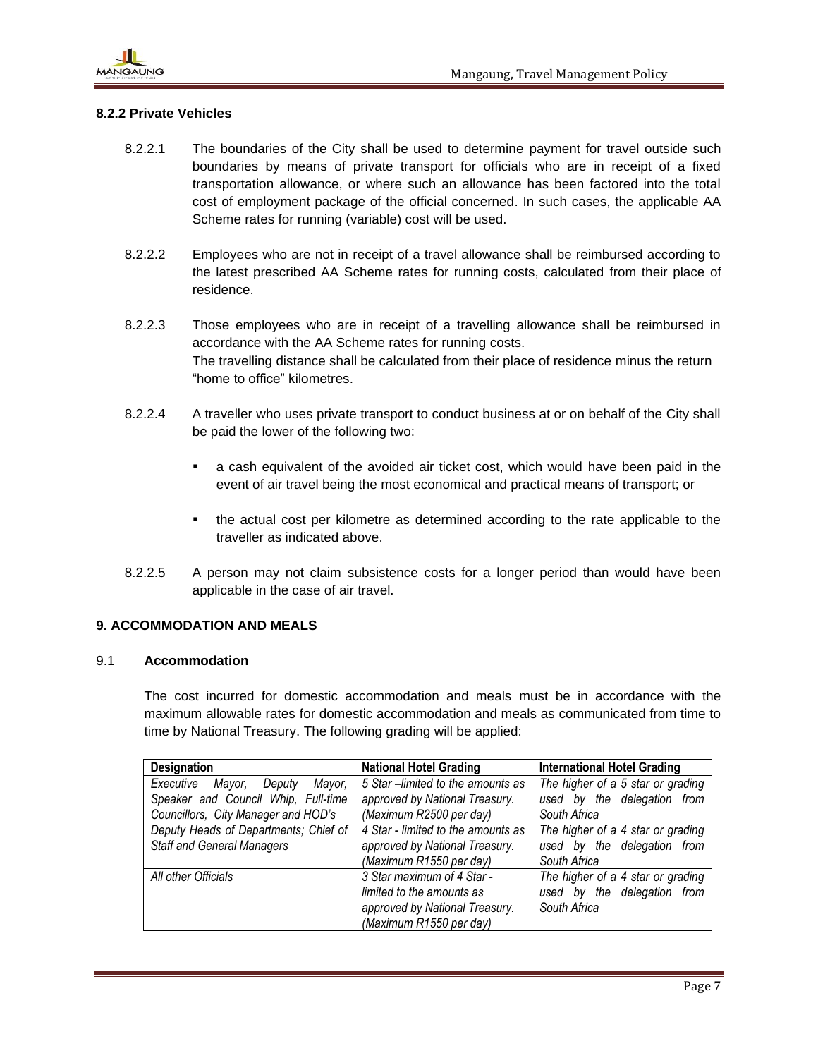### 8.2.2 Private Vehicles

8.2.2.1 The boundaries of the City shall be used to determine payment for travel outside such boundaries by means of private transport for officials who are in receipt of a fixed transportation allowance, or where such an allowance has been factored into the total cost of employment package of the official concerned. In such cases, the applicable AA Scheme rates for running (variable) cost will be used.

8.2.2.2 Employees who are not in receipt of a travel allowance shall be reimbursed according to the latest prescribed AA Scheme rates for running costs, calculated from their place of residence.

8.2.2.3 Those employees who are in receipt of a travelling allowance shall be reimbursed in accordance with the AA Scheme rates for running costs.
The travelling distance shall be calculated from their place of residence minus the return "home to office" kilometres.

8.2.2.4 A traveller who uses private transport to conduct business at or on behalf of the City shall be paid the lower of the following two:

- a cash equivalent of the avoided air ticket cost, which would have been paid in the event of air travel being the most economical and practical means of transport; or
- the actual cost per kilometre as determined according to the rate applicable to the traveller as indicated above.

8.2.2.5 A person may not claim subsistence costs for a longer period than would have been applicable in the case of air travel.

## 9. ACCOMMODATION AND MEALS

### 9.1 Accommodation

The cost incurred for domestic accommodation and meals must be in accordance with the maximum allowable rates for domestic accommodation and meals as communicated from time to time by National Treasury. The following grading will be applied:

| Designation | National Hotel Grading | International Hotel Grading |
|---|---|---|
| *Executive Mayor, Deputy Mayor, Speaker and Council Whip, Full-time Councillors, City Manager and HOD's* | *5 Star –limited to the amounts as approved by National Treasury. (Maximum R2500 per day)* | *The higher of a 5 star or grading used by the delegation from South Africa* |
| *Deputy Heads of Departments; Chief of Staff and General Managers* | *4 Star - limited to the amounts as approved by National Treasury. (Maximum R1550 per day)* | *The higher of a 4 star or grading used by the delegation from South Africa* |
| *All other Officials* | *3 Star maximum of 4 Star - limited to the amounts as approved by National Treasury. (Maximum R1550 per day)* | *The higher of a 4 star or grading used by the delegation from South Africa* |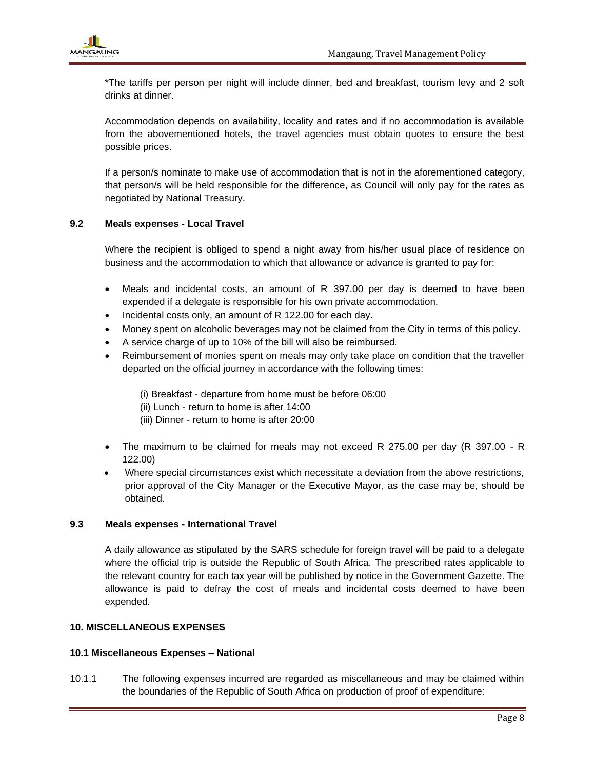*The tariffs per person per night will include dinner, bed and breakfast, tourism levy and 2 soft drinks at dinner.

Accommodation depends on availability, locality and rates and if no accommodation is available from the abovementioned hotels, the travel agencies must obtain quotes to ensure the best possible prices.

If a person/s nominate to make use of accommodation that is not in the aforementioned category, that person/s will be held responsible for the difference, as Council will only pay for the rates as negotiated by National Treasury.

### 9.2 Meals expenses - Local Travel

Where the recipient is obliged to spend a night away from his/her usual place of residence on business and the accommodation to which that allowance or advance is granted to pay for:

- Meals and incidental costs, an amount of R 397.00 per day is deemed to have been expended if a delegate is responsible for his own private accommodation.
- Incidental costs only, an amount of R 122.00 for each day**.**
- Money spent on alcoholic beverages may not be claimed from the City in terms of this policy.
- A service charge of up to 10% of the bill will also be reimbursed.
- Reimbursement of monies spent on meals may only take place on condition that the traveller departed on the official journey in accordance with the following times:

  (i) Breakfast - departure from home must be before 06:00
  (ii) Lunch - return to home is after 14:00
  (iii) Dinner - return to home is after 20:00

- The maximum to be claimed for meals may not exceed R 275.00 per day (R 397.00 - R 122.00)
- Where special circumstances exist which necessitate a deviation from the above restrictions, prior approval of the City Manager or the Executive Mayor, as the case may be, should be obtained.

### 9.3 Meals expenses - International Travel

A daily allowance as stipulated by the SARS schedule for foreign travel will be paid to a delegate where the official trip is outside the Republic of South Africa. The prescribed rates applicable to the relevant country for each tax year will be published by notice in the Government Gazette. The allowance is paid to defray the cost of meals and incidental costs deemed to have been expended.

## 10. MISCELLANEOUS EXPENSES

### 10.1 Miscellaneous Expenses – National

10.1.1 The following expenses incurred are regarded as miscellaneous and may be claimed within the boundaries of the Republic of South Africa on production of proof of expenditure: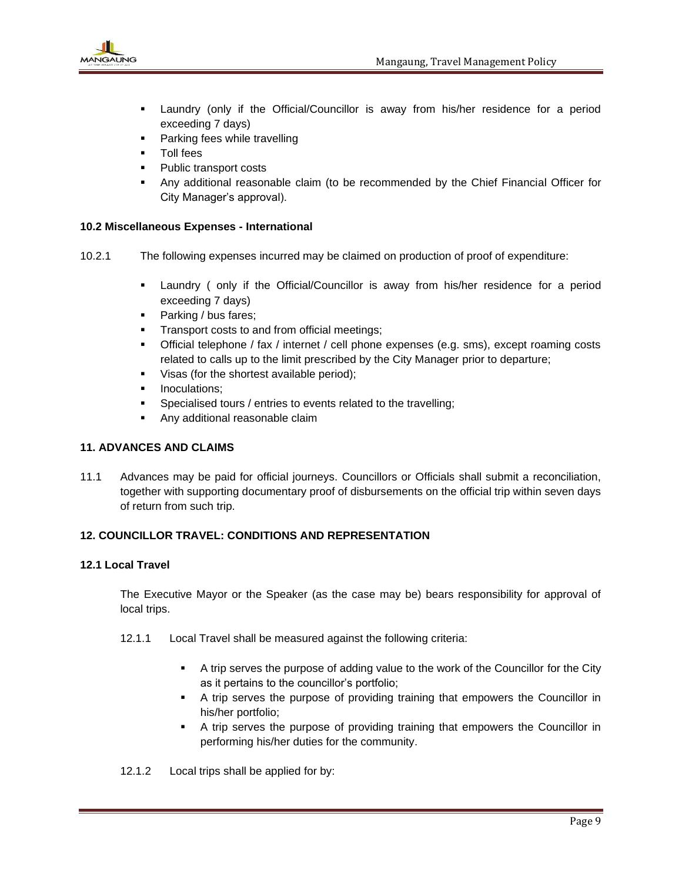- Laundry (only if the Official/Councillor is away from his/her residence for a period exceeding 7 days)
- Parking fees while travelling
- Toll fees
- Public transport costs
- Any additional reasonable claim (to be recommended by the Chief Financial Officer for City Manager's approval).

**10.2 Miscellaneous Expenses - International**

10.2.1 The following expenses incurred may be claimed on production of proof of expenditure:

- Laundry ( only if the Official/Councillor is away from his/her residence for a period exceeding 7 days)
- Parking / bus fares;
- Transport costs to and from official meetings;
- Official telephone / fax / internet / cell phone expenses (e.g. sms), except roaming costs related to calls up to the limit prescribed by the City Manager prior to departure;
- Visas (for the shortest available period);
- Inoculations;
- Specialised tours / entries to events related to the travelling;
- Any additional reasonable claim

**11. ADVANCES AND CLAIMS**

11.1 Advances may be paid for official journeys. Councillors or Officials shall submit a reconciliation, together with supporting documentary proof of disbursements on the official trip within seven days of return from such trip.

**12. COUNCILLOR TRAVEL: CONDITIONS AND REPRESENTATION**

**12.1 Local Travel**

The Executive Mayor or the Speaker (as the case may be) bears responsibility for approval of local trips.

12.1.1 Local Travel shall be measured against the following criteria:

- A trip serves the purpose of adding value to the work of the Councillor for the City as it pertains to the councillor's portfolio;
- A trip serves the purpose of providing training that empowers the Councillor in his/her portfolio;
- A trip serves the purpose of providing training that empowers the Councillor in performing his/her duties for the community.

12.1.2 Local trips shall be applied for by: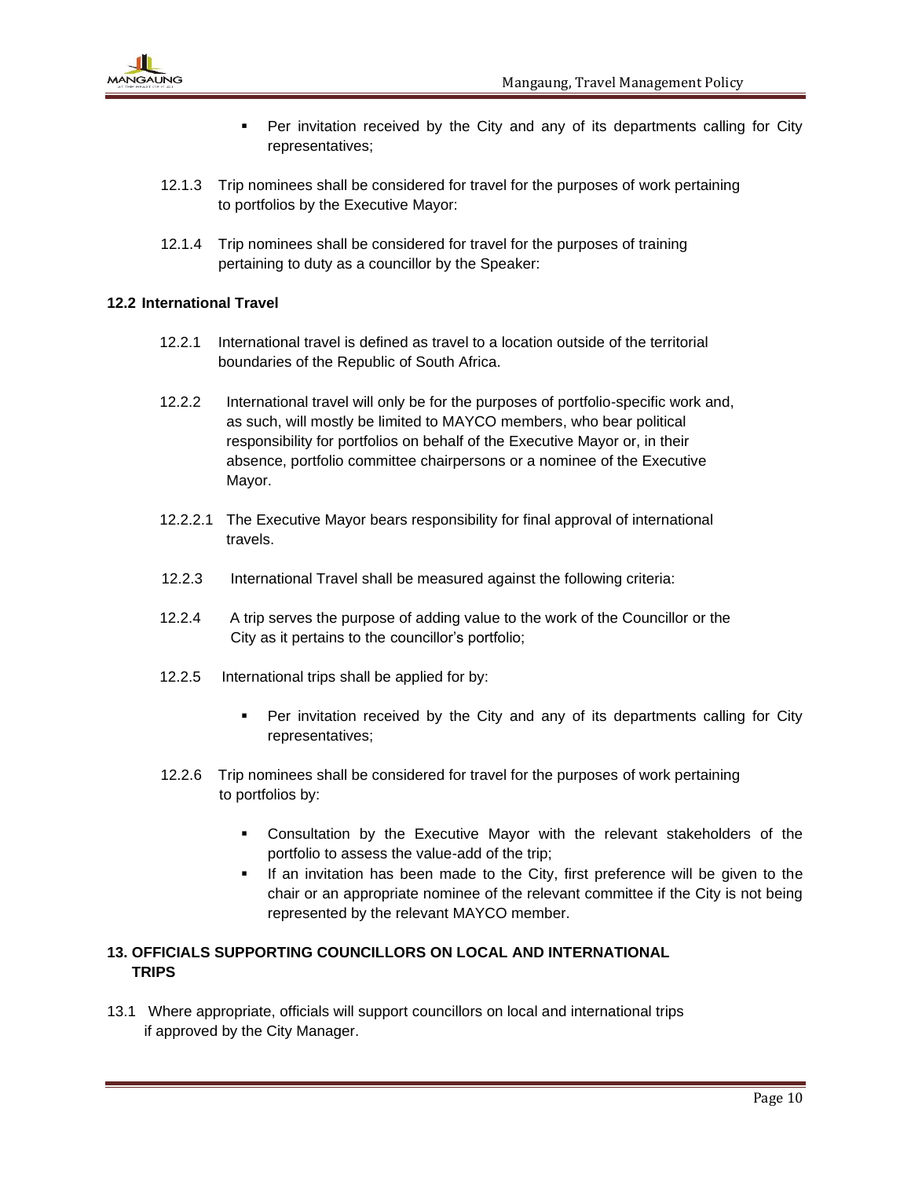- Per invitation received by the City and any of its departments calling for City representatives;

12.1.3 Trip nominees shall be considered for travel for the purposes of work pertaining to portfolios by the Executive Mayor:

12.1.4 Trip nominees shall be considered for travel for the purposes of training pertaining to duty as a councillor by the Speaker:

### 12.2 International Travel

12.2.1 International travel is defined as travel to a location outside of the territorial boundaries of the Republic of South Africa.

12.2.2 International travel will only be for the purposes of portfolio-specific work and, as such, will mostly be limited to MAYCO members, who bear political responsibility for portfolios on behalf of the Executive Mayor or, in their absence, portfolio committee chairpersons or a nominee of the Executive Mayor.

12.2.2.1 The Executive Mayor bears responsibility for final approval of international travels.

12.2.3 International Travel shall be measured against the following criteria:

12.2.4 A trip serves the purpose of adding value to the work of the Councillor or the City as it pertains to the councillor's portfolio;

12.2.5 International trips shall be applied for by:

- Per invitation received by the City and any of its departments calling for City representatives;

12.2.6 Trip nominees shall be considered for travel for the purposes of work pertaining to portfolios by:

- Consultation by the Executive Mayor with the relevant stakeholders of the portfolio to assess the value-add of the trip;
- If an invitation has been made to the City, first preference will be given to the chair or an appropriate nominee of the relevant committee if the City is not being represented by the relevant MAYCO member.

## 13. OFFICIALS SUPPORTING COUNCILLORS ON LOCAL AND INTERNATIONAL TRIPS

13.1 Where appropriate, officials will support councillors on local and international trips if approved by the City Manager.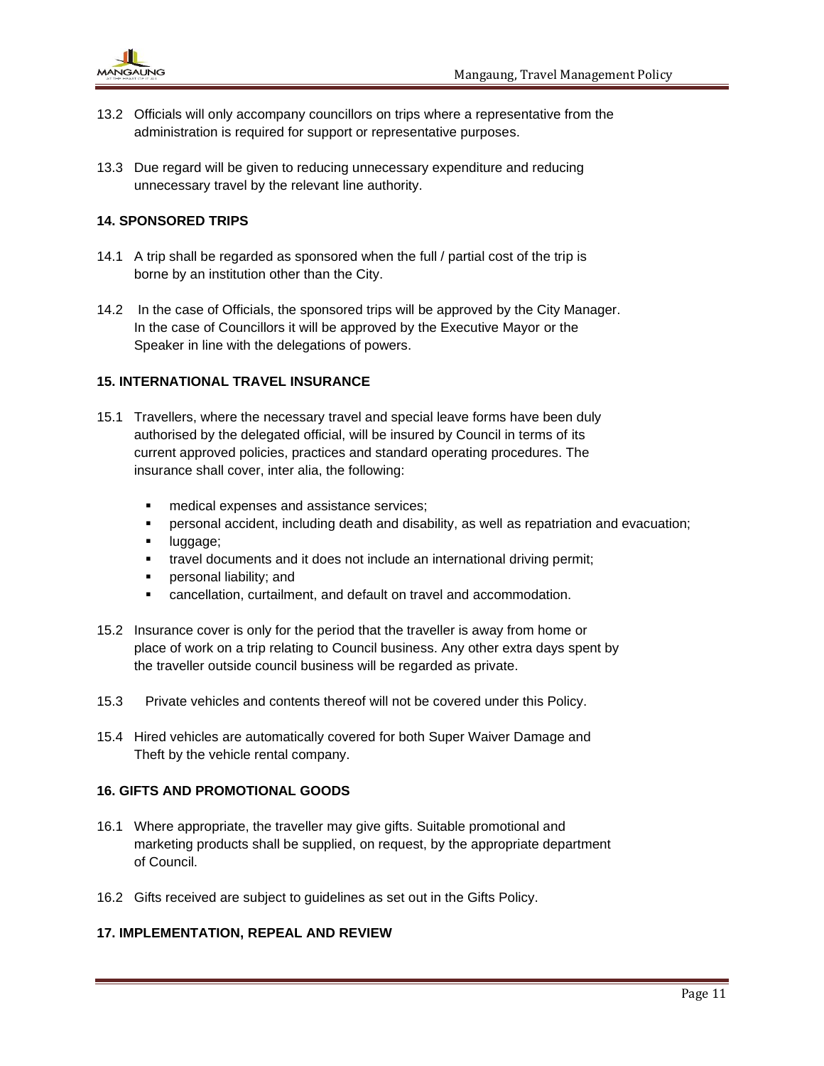13.2 Officials will only accompany councillors on trips where a representative from the administration is required for support or representative purposes.

13.3 Due regard will be given to reducing unnecessary expenditure and reducing unnecessary travel by the relevant line authority.

## 14. SPONSORED TRIPS

14.1 A trip shall be regarded as sponsored when the full / partial cost of the trip is borne by an institution other than the City.

14.2 In the case of Officials, the sponsored trips will be approved by the City Manager. In the case of Councillors it will be approved by the Executive Mayor or the Speaker in line with the delegations of powers.

## 15. INTERNATIONAL TRAVEL INSURANCE

15.1 Travellers, where the necessary travel and special leave forms have been duly authorised by the delegated official, will be insured by Council in terms of its current approved policies, practices and standard operating procedures. The insurance shall cover, inter alia, the following:

- medical expenses and assistance services;
- personal accident, including death and disability, as well as repatriation and evacuation;
- luggage;
- travel documents and it does not include an international driving permit;
- personal liability; and
- cancellation, curtailment, and default on travel and accommodation.

15.2 Insurance cover is only for the period that the traveller is away from home or place of work on a trip relating to Council business. Any other extra days spent by the traveller outside council business will be regarded as private.

15.3 Private vehicles and contents thereof will not be covered under this Policy.

15.4 Hired vehicles are automatically covered for both Super Waiver Damage and Theft by the vehicle rental company.

## 16. GIFTS AND PROMOTIONAL GOODS

16.1 Where appropriate, the traveller may give gifts. Suitable promotional and marketing products shall be supplied, on request, by the appropriate department of Council.

16.2 Gifts received are subject to guidelines as set out in the Gifts Policy.

## 17. IMPLEMENTATION, REPEAL AND REVIEW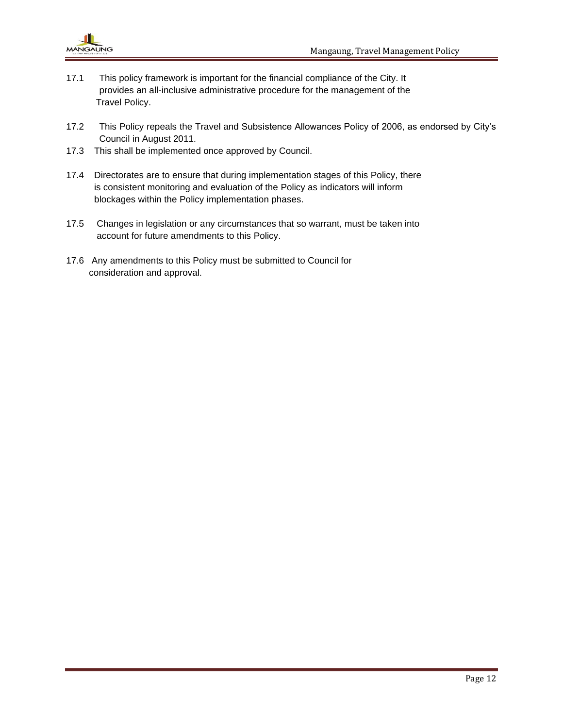17.1 This policy framework is important for the financial compliance of the City. It provides an all-inclusive administrative procedure for the management of the Travel Policy.

17.2 This Policy repeals the Travel and Subsistence Allowances Policy of 2006, as endorsed by City's Council in August 2011.

17.3 This shall be implemented once approved by Council.

17.4 Directorates are to ensure that during implementation stages of this Policy, there is consistent monitoring and evaluation of the Policy as indicators will inform blockages within the Policy implementation phases.

17.5 Changes in legislation or any circumstances that so warrant, must be taken into account for future amendments to this Policy.

17.6 Any amendments to this Policy must be submitted to Council for consideration and approval.